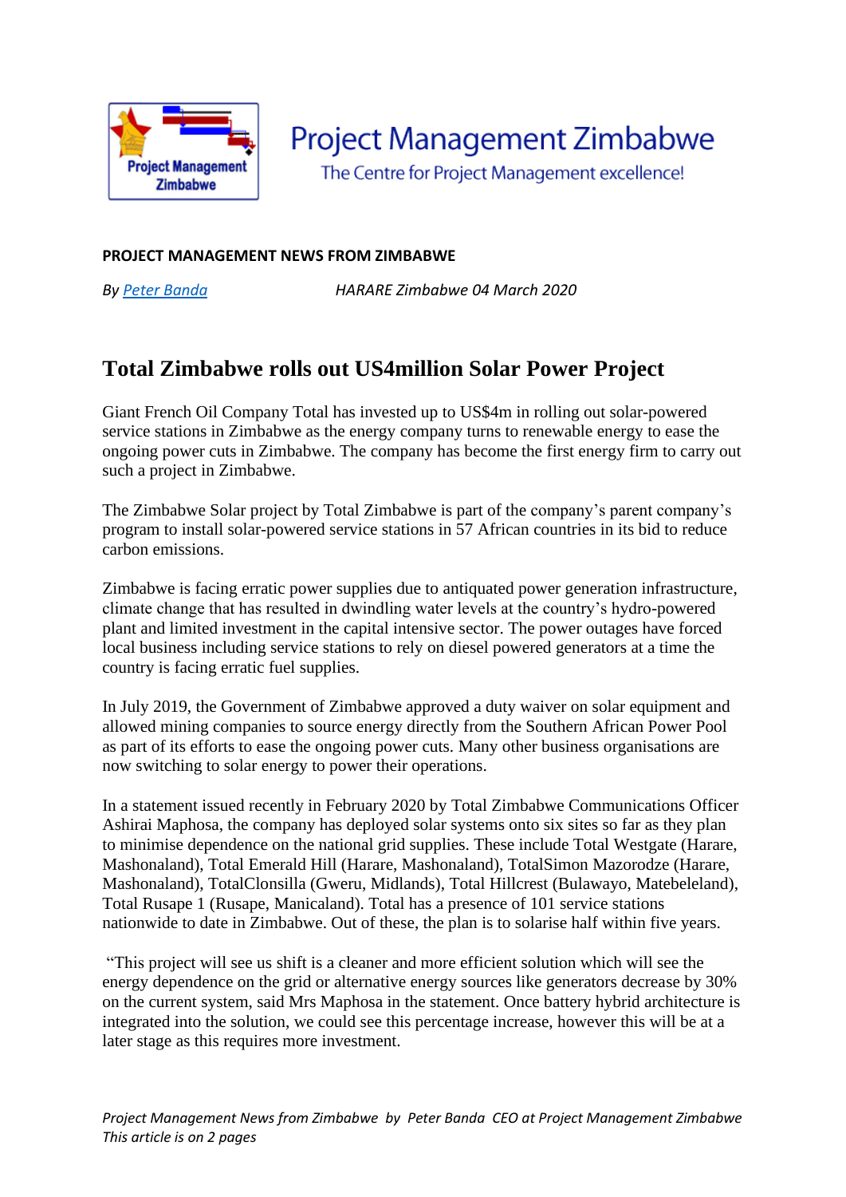Project Management Zimbabwe

The Centre for Project Management excellence!

**PROJECT MANAGEMENT NEWS FROM ZIMBABWE**

*By Peter Banda* *HARARE Zimbabwe 04 March 2020*

# Total Zimbabwe rolls out US4million Solar Power Project

Giant French Oil Company Total has invested up to US$4m in rolling out solar-powered service stations in Zimbabwe as the energy company turns to renewable energy to ease the ongoing power cuts in Zimbabwe. The company has become the first energy firm to carry out such a project in Zimbabwe.

The Zimbabwe Solar project by Total Zimbabwe is part of the company's parent company's program to install solar-powered service stations in 57 African countries in its bid to reduce carbon emissions.

Zimbabwe is facing erratic power supplies due to antiquated power generation infrastructure, climate change that has resulted in dwindling water levels at the country's hydro-powered plant and limited investment in the capital intensive sector. The power outages have forced local business including service stations to rely on diesel powered generators at a time the country is facing erratic fuel supplies.

In July 2019, the Government of Zimbabwe approved a duty waiver on solar equipment and allowed mining companies to source energy directly from the Southern African Power Pool as part of its efforts to ease the ongoing power cuts. Many other business organisations are now switching to solar energy to power their operations.

In a statement issued recently in February 2020 by Total Zimbabwe Communications Officer Ashirai Maphosa, the company has deployed solar systems onto six sites so far as they plan to minimise dependence on the national grid supplies. These include Total Westgate (Harare, Mashonaland), Total Emerald Hill (Harare, Mashonaland), TotalSimon Mazorodze (Harare, Mashonaland), TotalClonsilla (Gweru, Midlands), Total Hillcrest (Bulawayo, Matebeleland), Total Rusape 1 (Rusape, Manicaland). Total has a presence of 101 service stations nationwide to date in Zimbabwe. Out of these, the plan is to solarise half within five years.

"This project will see us shift is a cleaner and more efficient solution which will see the energy dependence on the grid or alternative energy sources like generators decrease by 30% on the current system, said Mrs Maphosa in the statement. Once battery hybrid architecture is integrated into the solution, we could see this percentage increase, however this will be at a later stage as this requires more investment.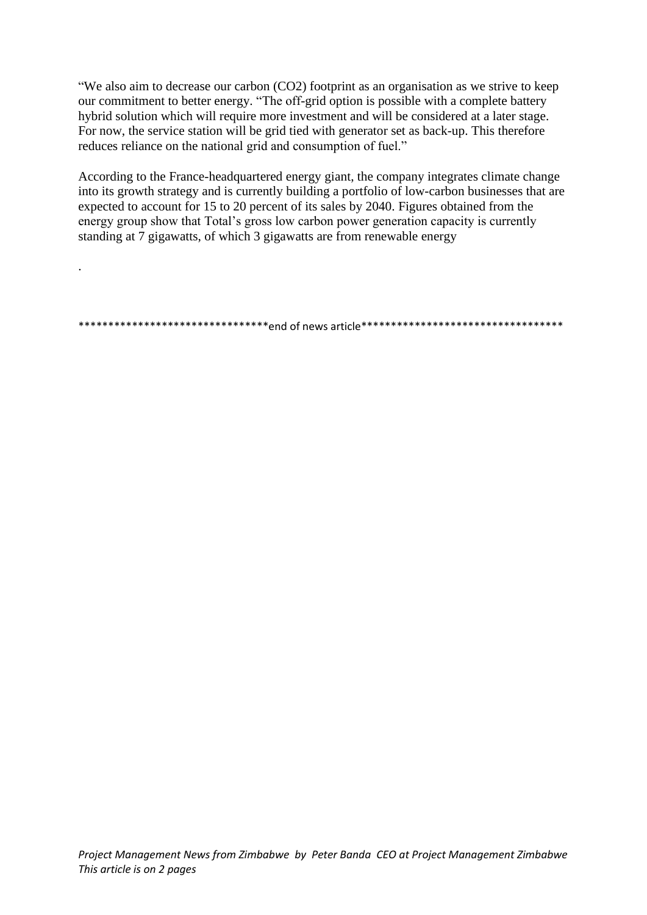"We also aim to decrease our carbon ($CO_2$) footprint as an organisation as we strive to keep our commitment to better energy. "The off-grid option is possible with a complete battery hybrid solution which will require more investment and will be considered at a later stage. For now, the service station will be grid tied with generator set as back-up. This therefore reduces reliance on the national grid and consumption of fuel."

According to the France-headquartered energy giant, the company integrates climate change into its growth strategy and is currently building a portfolio of low-carbon businesses that are expected to account for 15 to 20 percent of its sales by 2040. Figures obtained from the energy group show that Total's gross low carbon power generation capacity is currently standing at 7 gigawatts, of which 3 gigawatts are from renewable energy

.

********************************end of news article**********************************